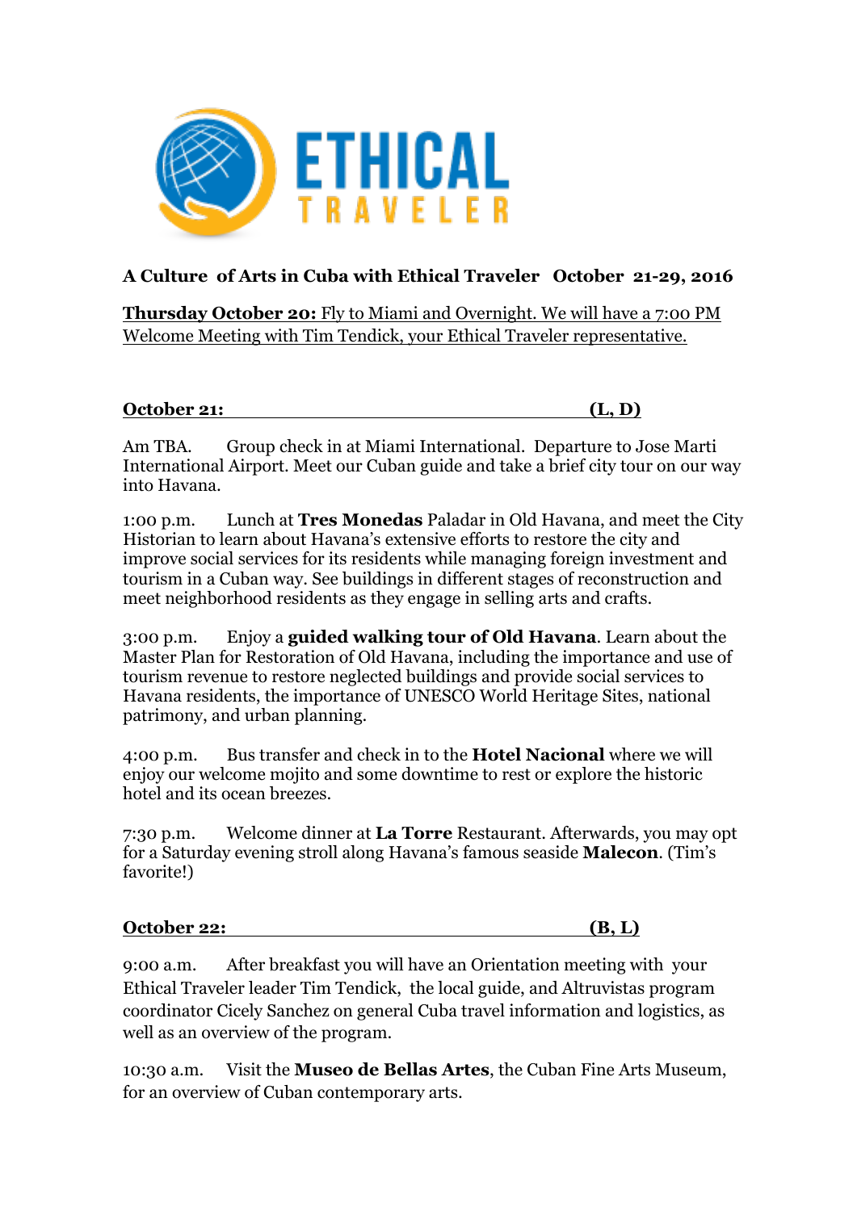**A Culture of Arts in Cuba with Ethical Traveler October 21-29, 2016**

**Thursday October 20:** Fly to Miami and Overnight. We will have a 7:00 PM Welcome Meeting with Tim Tendick, your Ethical Traveler representative.

**October 21: (L, D)**

Am TBA. Group check in at Miami International. Departure to Jose Marti International Airport. Meet our Cuban guide and take a brief city tour on our way into Havana.

1:00 p.m. Lunch at **Tres Monedas** Paladar in Old Havana, and meet the City Historian to learn about Havana's extensive efforts to restore the city and improve social services for its residents while managing foreign investment and tourism in a Cuban way. See buildings in different stages of reconstruction and meet neighborhood residents as they engage in selling arts and crafts.

3:00 p.m. Enjoy a **guided walking tour of Old Havana**. Learn about the Master Plan for Restoration of Old Havana, including the importance and use of tourism revenue to restore neglected buildings and provide social services to Havana residents, the importance of UNESCO World Heritage Sites, national patrimony, and urban planning.

4:00 p.m. Bus transfer and check in to the **Hotel Nacional** where we will enjoy our welcome mojito and some downtime to rest or explore the historic hotel and its ocean breezes.

7:30 p.m. Welcome dinner at **La Torre** Restaurant. Afterwards, you may opt for a Saturday evening stroll along Havana's famous seaside **Malecon**. (Tim's favorite!)

**October 22: (B, L)**

9:00 a.m. After breakfast you will have an Orientation meeting with your Ethical Traveler leader Tim Tendick, the local guide, and Altruvistas program coordinator Cicely Sanchez on general Cuba travel information and logistics, as well as an overview of the program.

10:30 a.m. Visit the **Museo de Bellas Artes**, the Cuban Fine Arts Museum, for an overview of Cuban contemporary arts.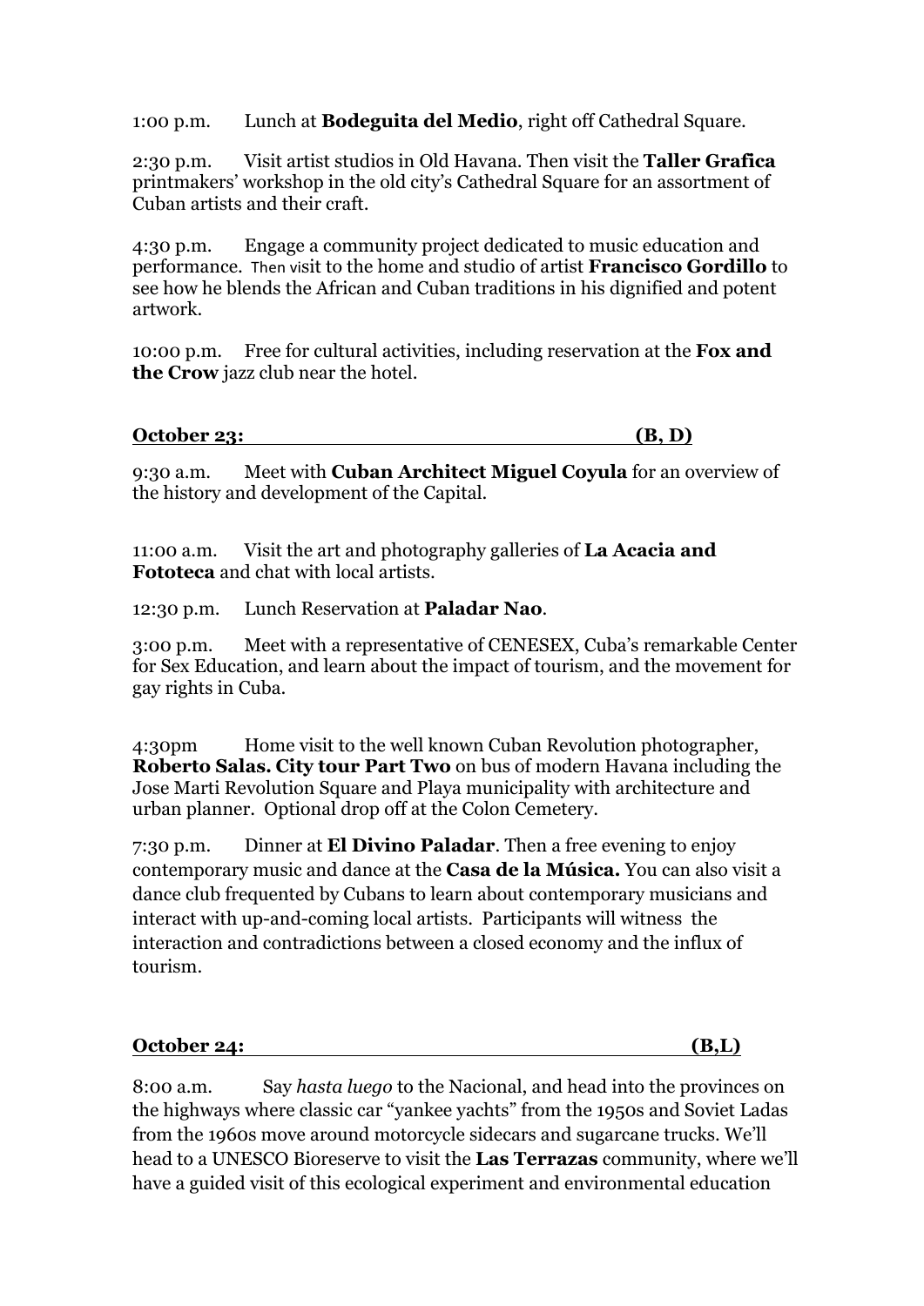1:00 p.m. Lunch at **Bodeguita del Medio**, right off Cathedral Square.

2:30 p.m. Visit artist studios in Old Havana. Then visit the **Taller Grafica** printmakers' workshop in the old city's Cathedral Square for an assortment of Cuban artists and their craft.

4:30 p.m. Engage a community project dedicated to music education and performance. Then visit to the home and studio of artist **Francisco Gordillo** to see how he blends the African and Cuban traditions in his dignified and potent artwork.

10:00 p.m. Free for cultural activities, including reservation at the **Fox and the Crow** jazz club near the hotel.

**October 23: (B, D)**

9:30 a.m. Meet with **Cuban Architect Miguel Coyula** for an overview of the history and development of the Capital.

11:00 a.m. Visit the art and photography galleries of **La Acacia and Fototeca** and chat with local artists.

12:30 p.m. Lunch Reservation at **Paladar Nao**.

3:00 p.m. Meet with a representative of CENESEX, Cuba's remarkable Center for Sex Education, and learn about the impact of tourism, and the movement for gay rights in Cuba.

4:30pm Home visit to the well known Cuban Revolution photographer, **Roberto Salas. City tour Part Two** on bus of modern Havana including the Jose Marti Revolution Square and Playa municipality with architecture and urban planner. Optional drop off at the Colon Cemetery.

7:30 p.m. Dinner at **El Divino Paladar**. Then a free evening to enjoy contemporary music and dance at the **Casa de la Música.** You can also visit a dance club frequented by Cubans to learn about contemporary musicians and interact with up-and-coming local artists. Participants will witness the interaction and contradictions between a closed economy and the influx of tourism.

**October 24: (B,L)**

8:00 a.m. Say *hasta luego* to the Nacional, and head into the provinces on the highways where classic car "yankee yachts" from the 1950s and Soviet Ladas from the 1960s move around motorcycle sidecars and sugarcane trucks. We'll head to a UNESCO Bioreserve to visit the **Las Terrazas** community, where we'll have a guided visit of this ecological experiment and environmental education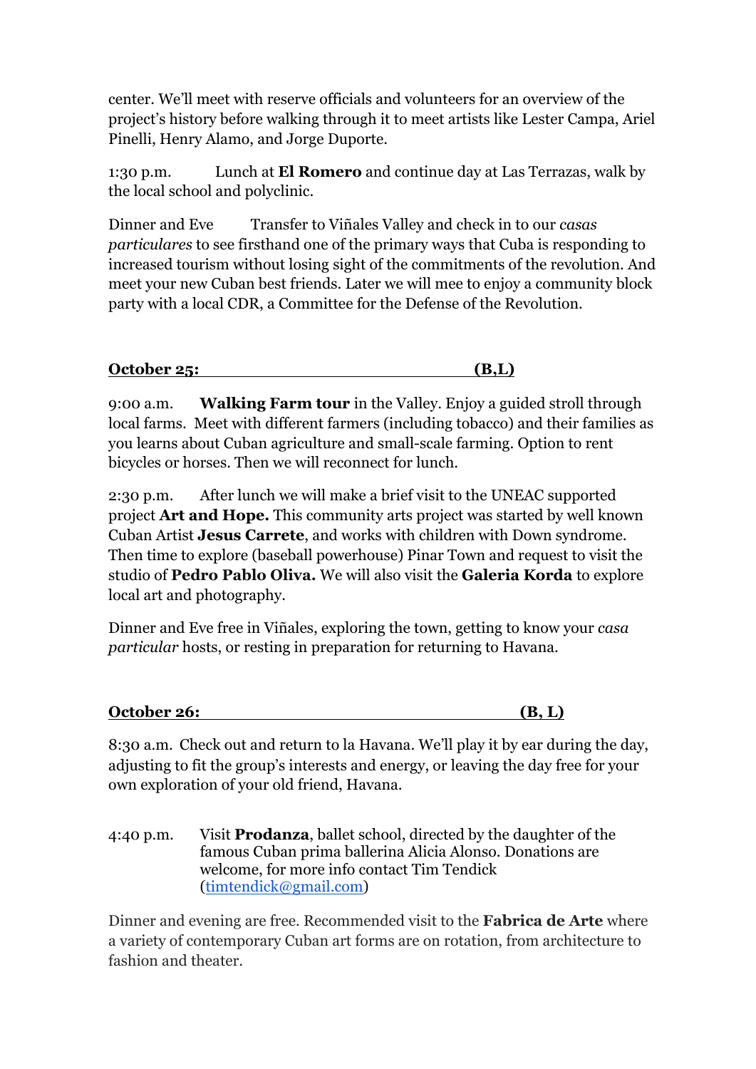center. We'll meet with reserve officials and volunteers for an overview of the project's history before walking through it to meet artists like Lester Campa, Ariel Pinelli, Henry Alamo, and Jorge Duporte.

1:30 p.m. Lunch at **El Romero** and continue day at Las Terrazas, walk by the local school and polyclinic.

Dinner and Eve Transfer to Viñales Valley and check in to our *casas particulares* to see firsthand one of the primary ways that Cuba is responding to increased tourism without losing sight of the commitments of the revolution. And meet your new Cuban best friends. Later we will mee to enjoy a community block party with a local CDR, a Committee for the Defense of the Revolution.

**October 25: (B,L)**

9:00 a.m. **Walking Farm tour** in the Valley. Enjoy a guided stroll through local farms. Meet with different farmers (including tobacco) and their families as you learns about Cuban agriculture and small-scale farming. Option to rent bicycles or horses. Then we will reconnect for lunch.

2:30 p.m. After lunch we will make a brief visit to the UNEAC supported project **Art and Hope.** This community arts project was started by well known Cuban Artist **Jesus Carrete**, and works with children with Down syndrome. Then time to explore (baseball powerhouse) Pinar Town and request to visit the studio of **Pedro Pablo Oliva.** We will also visit the **Galeria Korda** to explore local art and photography.

Dinner and Eve free in Viñales, exploring the town, getting to know your *casa particular* hosts, or resting in preparation for returning to Havana.

**October 26: (B, L)**

8:30 a.m. Check out and return to la Havana. We'll play it by ear during the day, adjusting to fit the group's interests and energy, or leaving the day free for your own exploration of your old friend, Havana.

4:40 p.m. Visit **Prodanza**, ballet school, directed by the daughter of the famous Cuban prima ballerina Alicia Alonso. Donations are welcome, for more info contact Tim Tendick ([timtendick@gmail.com](mailto:timtendick@gmail.com))

Dinner and evening are free. Recommended visit to the **Fabrica de Arte** where a variety of contemporary Cuban art forms are on rotation, from architecture to fashion and theater.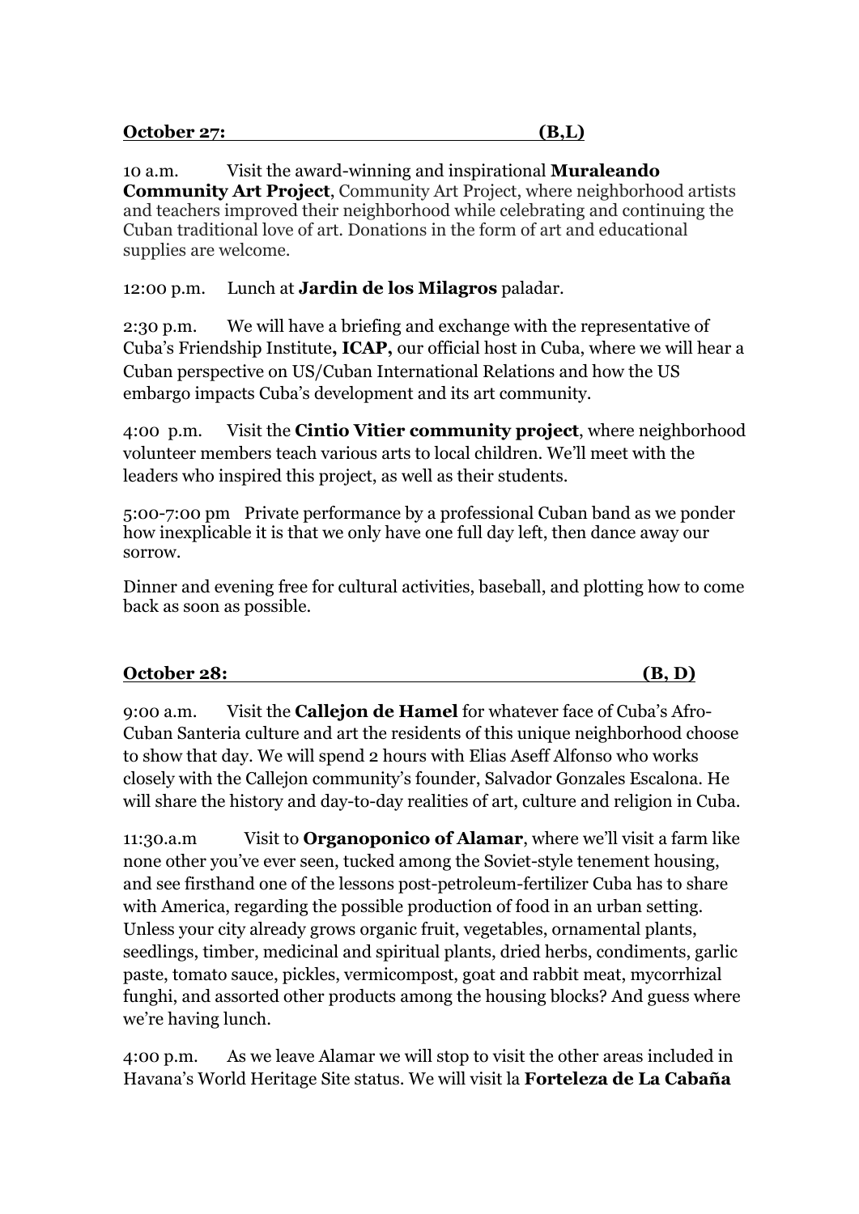**October 27: (B,L)**

10 a.m. Visit the award-winning and inspirational **Muraleando Community Art Project**, Community Art Project, where neighborhood artists and teachers improved their neighborhood while celebrating and continuing the Cuban traditional love of art. Donations in the form of art and educational supplies are welcome.

12:00 p.m. Lunch at **Jardin de los Milagros** paladar.

2:30 p.m. We will have a briefing and exchange with the representative of Cuba's Friendship Institute**, ICAP,** our official host in Cuba, where we will hear a Cuban perspective on US/Cuban International Relations and how the US embargo impacts Cuba's development and its art community.

4:00 p.m. Visit the **Cintio Vitier community project**, where neighborhood volunteer members teach various arts to local children. We'll meet with the leaders who inspired this project, as well as their students.

5:00-7:00 pm Private performance by a professional Cuban band as we ponder how inexplicable it is that we only have one full day left, then dance away our sorrow.

Dinner and evening free for cultural activities, baseball, and plotting how to come back as soon as possible.

**October 28: (B, D)**

9:00 a.m. Visit the **Callejon de Hamel** for whatever face of Cuba's Afro-Cuban Santeria culture and art the residents of this unique neighborhood choose to show that day. We will spend 2 hours with Elias Aseff Alfonso who works closely with the Callejon community's founder, Salvador Gonzales Escalona. He will share the history and day-to-day realities of art, culture and religion in Cuba.

11:30.a.m Visit to **Organoponico of Alamar**, where we'll visit a farm like none other you've ever seen, tucked among the Soviet-style tenement housing, and see firsthand one of the lessons post-petroleum-fertilizer Cuba has to share with America, regarding the possible production of food in an urban setting. Unless your city already grows organic fruit, vegetables, ornamental plants, seedlings, timber, medicinal and spiritual plants, dried herbs, condiments, garlic paste, tomato sauce, pickles, vermicompost, goat and rabbit meat, mycorrhizal funghi, and assorted other products among the housing blocks? And guess where we're having lunch.

4:00 p.m. As we leave Alamar we will stop to visit the other areas included in Havana's World Heritage Site status. We will visit la **Forteleza de La Cabaña**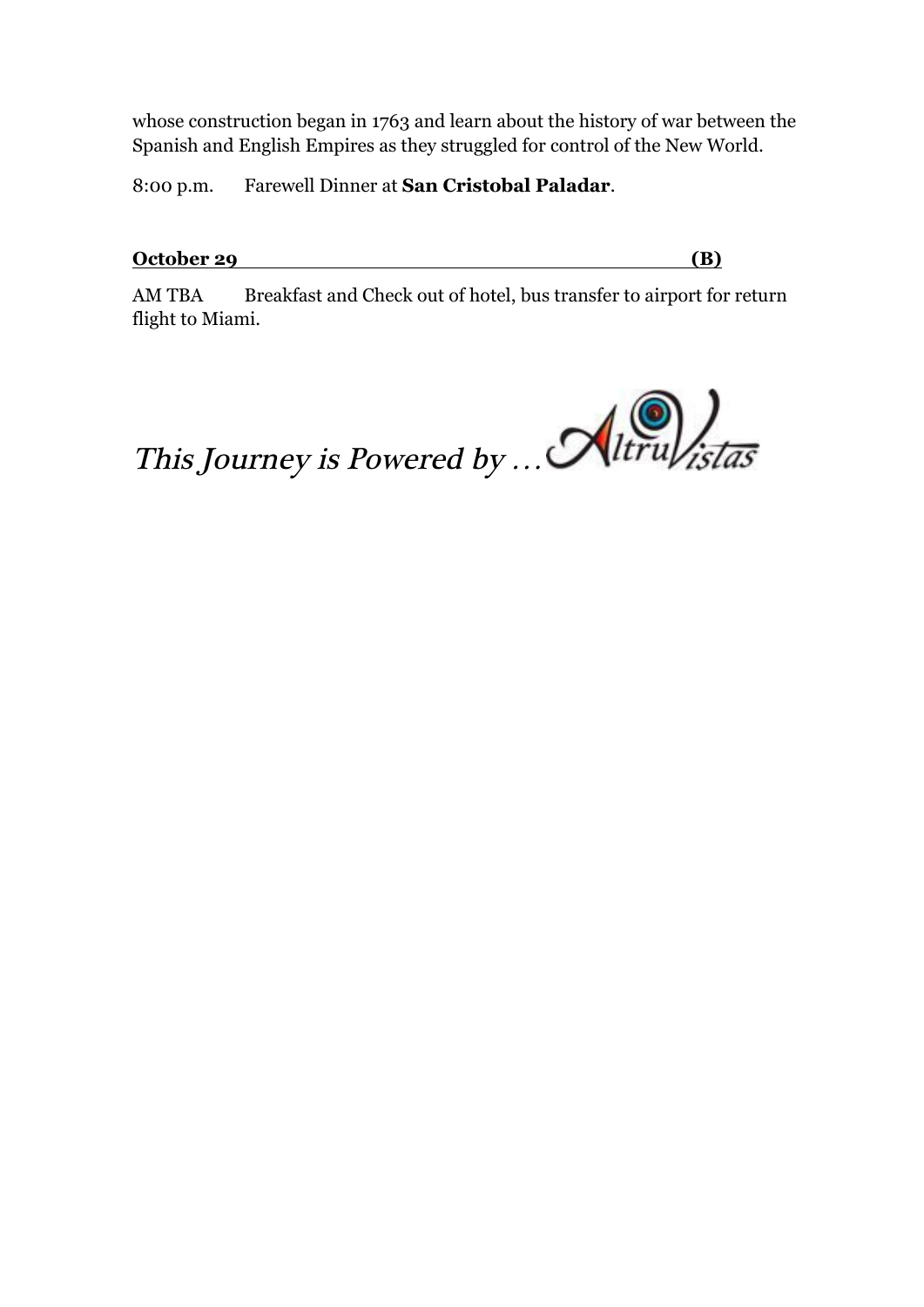whose construction began in 1763 and learn about the history of war between the Spanish and English Empires as they struggled for control of the New World.

8:00 p.m.   Farewell Dinner at **San Cristobal Paladar**.

**October 29 (B)**

AM TBA   Breakfast and Check out of hotel, bus transfer to airport for return flight to Miami.

*This Journey is Powered by …* AltruVistas